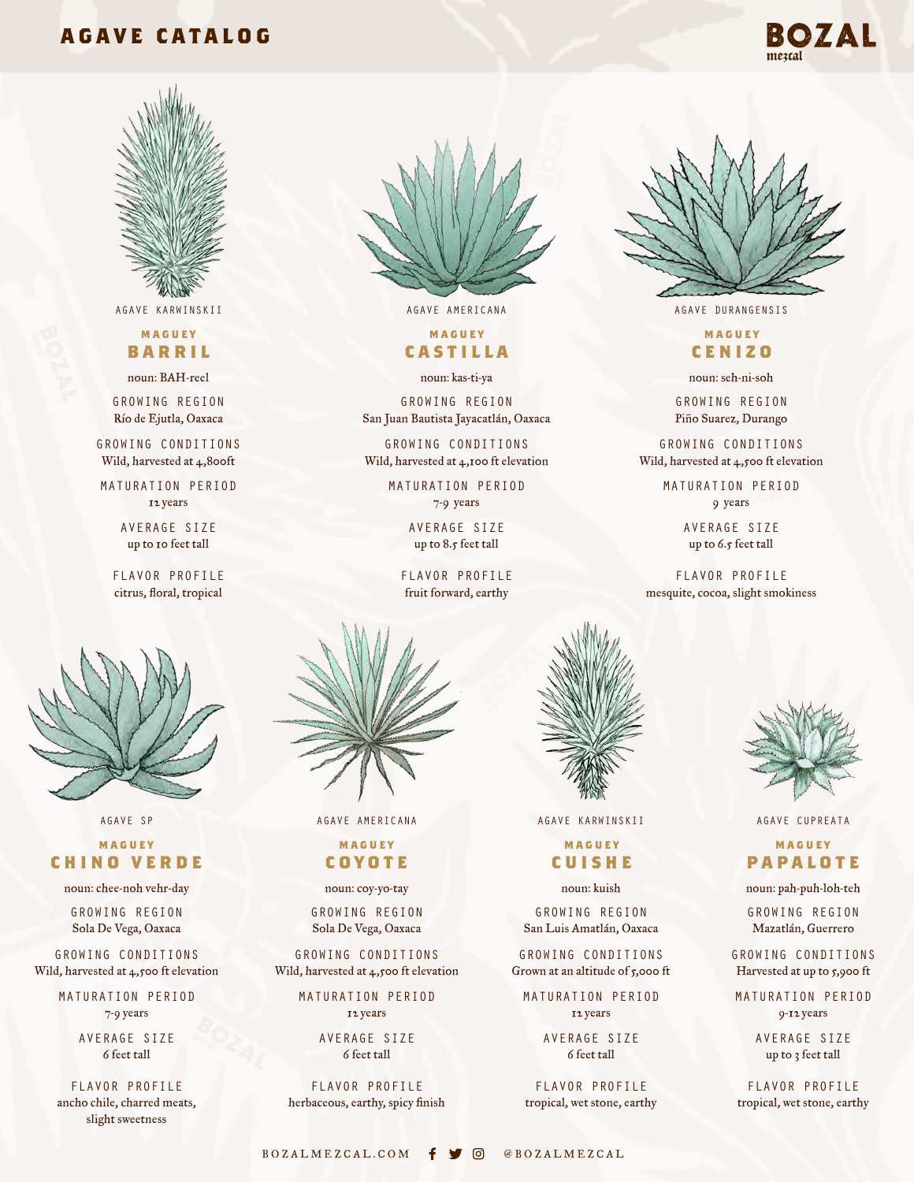# AGAVE CATALOG

BOZAL mezcal

AGAVE KARWINSKII

## MAGUEY BARRIL

noun: BAH-reel

GROWING REGION
Río de Ejutla, Oaxaca

GROWING CONDITIONS
Wild, harvested at 4,800ft

MATURATION PERIOD
12 years

AVERAGE SIZE
up to 10 feet tall

FLAVOR PROFILE
citrus, floral, tropical

AGAVE AMERICANA

## MAGUEY CASTILLA

noun: kas-ti-ya

GROWING REGION
San Juan Bautista Jayacatlán, Oaxaca

GROWING CONDITIONS
Wild, harvested at 4,100 ft elevation

MATURATION PERIOD
7-9 years

AVERAGE SIZE
up to 8.5 feet tall

FLAVOR PROFILE
fruit forward, earthy

AGAVE DURANGENSIS

## MAGUEY CENIZO

noun: seh-ni-soh

GROWING REGION
Piño Suarez, Durango

GROWING CONDITIONS
Wild, harvested at 4,500 ft elevation

MATURATION PERIOD
9 years

AVERAGE SIZE
up to 6.5 feet tall

FLAVOR PROFILE
mesquite, cocoa, slight smokiness

AGAVE SP

## MAGUEY CHINO VERDE

noun: chee-noh vehr-day

GROWING REGION
Sola De Vega, Oaxaca

GROWING CONDITIONS
Wild, harvested at 4,500 ft elevation

MATURATION PERIOD
7-9 years

AVERAGE SIZE
6 feet tall

FLAVOR PROFILE
ancho chile, charred meats, slight sweetness

AGAVE AMERICANA

## MAGUEY COYOTE

noun: coy-yo-tay

GROWING REGION
Sola De Vega, Oaxaca

GROWING CONDITIONS
Wild, harvested at 4,500 ft elevation

MATURATION PERIOD
12 years

AVERAGE SIZE
6 feet tall

FLAVOR PROFILE
herbaceous, earthy, spicy finish

AGAVE KARWINSKII

## MAGUEY CUISHE

noun: kuish

GROWING REGION
San Luis Amatlán, Oaxaca

GROWING CONDITIONS
Grown at an altitude of 5,000 ft

MATURATION PERIOD
12 years

AVERAGE SIZE
6 feet tall

FLAVOR PROFILE
tropical, wet stone, earthy

AGAVE CUPREATA

## MAGUEY PAPALOTE

noun: pah-puh-loh-teh

GROWING REGION
Mazatlán, Guerrero

GROWING CONDITIONS
Harvested at up to 5,900 ft

MATURATION PERIOD
9-12 years

AVERAGE SIZE
up to 3 feet tall

FLAVOR PROFILE
tropical, wet stone, earthy

BOZALMEZCAL.COM @BOZALMEZCAL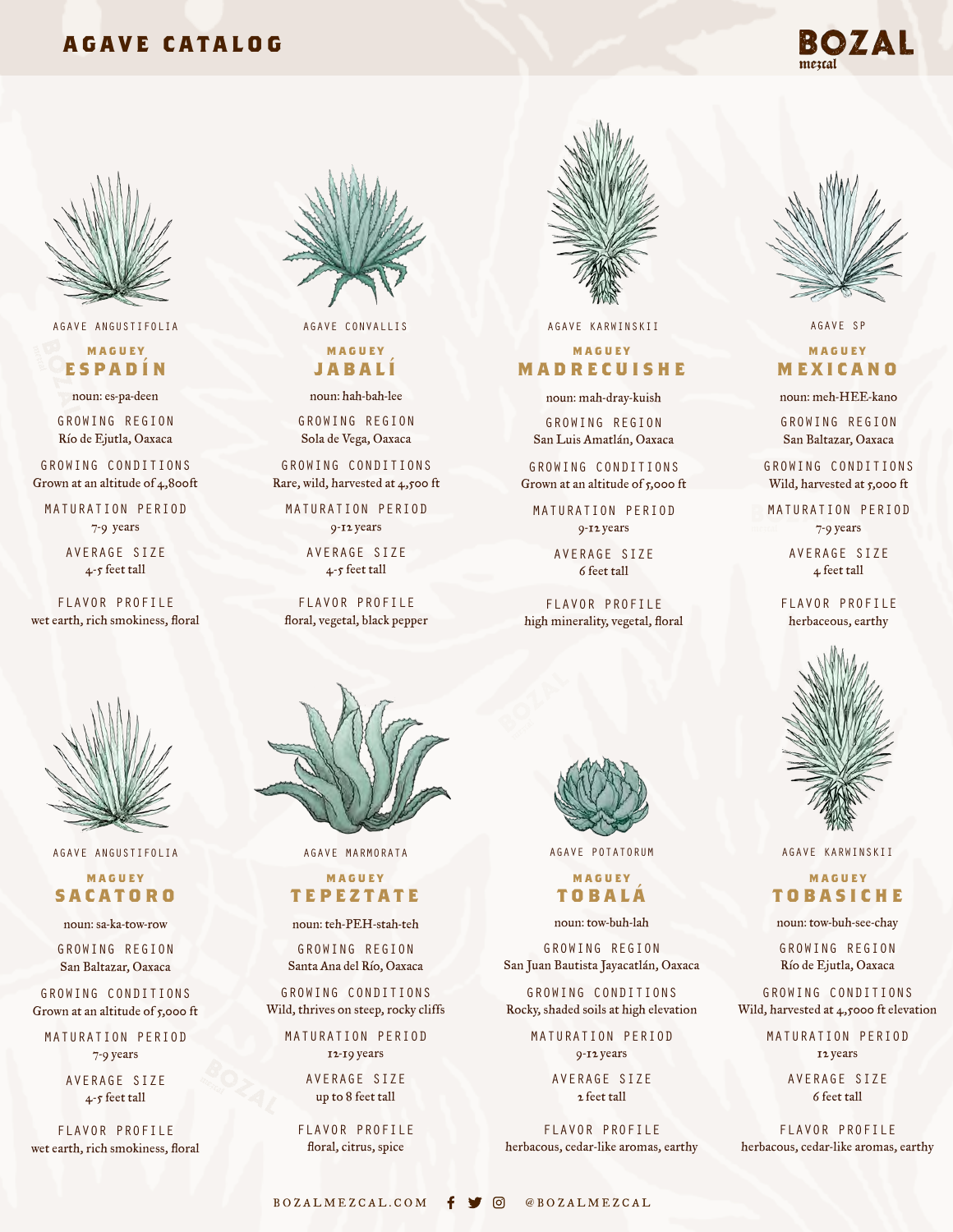# AGAVE CATALOG

BOZAL mezcal

AGAVE ANGUSTIFOLIA

## MAGUEY ESPADÍN

noun: es-pa-deen

GROWING REGION
Río de Ejutla, Oaxaca

GROWING CONDITIONS
Grown at an altitude of 4,800ft

MATURATION PERIOD
7-9 years

AVERAGE SIZE
4-5 feet tall

FLAVOR PROFILE
wet earth, rich smokiness, floral

AGAVE CONVALLIS

## MAGUEY JABALÍ

noun: hah-bah-lee

GROWING REGION
Sola de Vega, Oaxaca

GROWING CONDITIONS
Rare, wild, harvested at 4,500 ft

MATURATION PERIOD
9-12 years

AVERAGE SIZE
4-5 feet tall

FLAVOR PROFILE
floral, vegetal, black pepper

AGAVE KARWINSKII

## MAGUEY MADRECUISHE

noun: mah-dray-kuish

GROWING REGION
San Luis Amatlán, Oaxaca

GROWING CONDITIONS
Grown at an altitude of 5,000 ft

MATURATION PERIOD
9-12 years

AVERAGE SIZE
6 feet tall

FLAVOR PROFILE
high minerality, vegetal, floral

AGAVE SP

## MAGUEY MEXICANO

noun: meh-HEE-kano

GROWING REGION
San Baltazar, Oaxaca

GROWING CONDITIONS
Wild, harvested at 5,000 ft

MATURATION PERIOD
7-9 years

AVERAGE SIZE
4 feet tall

FLAVOR PROFILE
herbaceous, earthy

AGAVE ANGUSTIFOLIA

## MAGUEY SACATORO

noun: sa-ka-tow-row

GROWING REGION
San Baltazar, Oaxaca

GROWING CONDITIONS
Grown at an altitude of 5,000 ft

MATURATION PERIOD
7-9 years

AVERAGE SIZE
4-5 feet tall

FLAVOR PROFILE
wet earth, rich smokiness, floral

AGAVE MARMORATA

## MAGUEY TEPEZTATE

noun: teh-PEH-stah-teh

GROWING REGION
Santa Ana del Río, Oaxaca

GROWING CONDITIONS
Wild, thrives on steep, rocky cliffs

MATURATION PERIOD
12-19 years

AVERAGE SIZE
up to 8 feet tall

FLAVOR PROFILE
floral, citrus, spice

AGAVE POTATORUM

## MAGUEY TOBALÁ

noun: tow-buh-lah

GROWING REGION
San Juan Bautista Jayacatlán, Oaxaca

GROWING CONDITIONS
Rocky, shaded soils at high elevation

MATURATION PERIOD
9-12 years

AVERAGE SIZE
2 feet tall

FLAVOR PROFILE
herbacous, cedar-like aromas, earthy

AGAVE KARWINSKII

## MAGUEY TOBASICHE

noun: tow-buh-see-chay

GROWING REGION
Río de Ejutla, Oaxaca

GROWING CONDITIONS
Wild, harvested at 4,5000 ft elevation

MATURATION PERIOD
12 years

AVERAGE SIZE
6 feet tall

FLAVOR PROFILE
herbacous, cedar-like aromas, earthy

BOZALMEZCAL.COM @BOZALMEZCAL